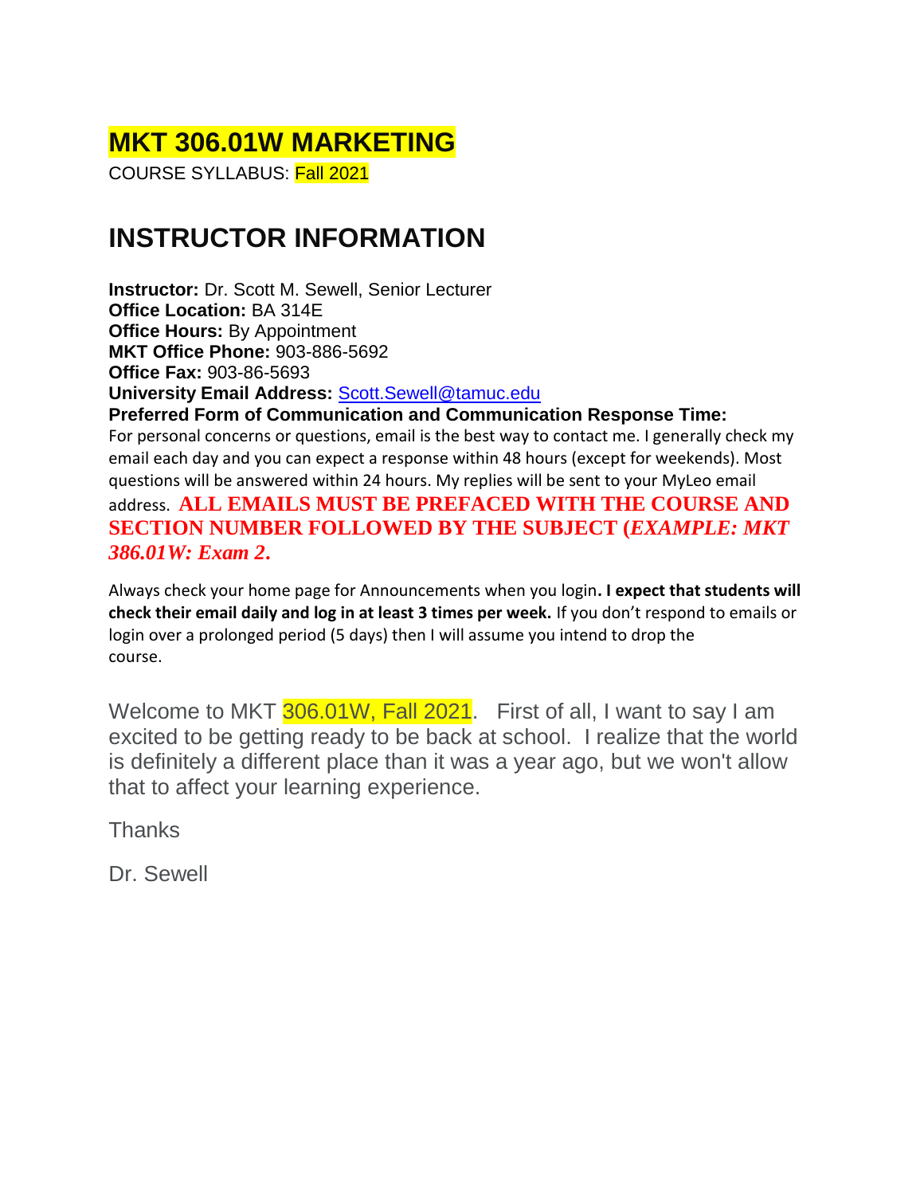# MKT 306.01W MARKETING

COURSE SYLLABUS: Fall 2021

## INSTRUCTOR INFORMATION

**Instructor:** Dr. Scott M. Sewell, Senior Lecturer
**Office Location:** BA 314E
**Office Hours:** By Appointment
**MKT Office Phone:** 903-886-5692
**Office Fax:** 903-86-5693
**University Email Address:** Scott.Sewell@tamuc.edu
**Preferred Form of Communication and Communication Response Time:**
For personal concerns or questions, email is the best way to contact me. I generally check my email each day and you can expect a response within 48 hours (except for weekends). Most questions will be answered within 24 hours. My replies will be sent to your MyLeo email address. **ALL EMAILS MUST BE PREFACED WITH THE COURSE AND SECTION NUMBER FOLLOWED BY THE SUBJECT (*EXAMPLE: MKT 386.01W: Exam 2*.**

Always check your home page for Announcements when you login**. I expect that students will check their email daily and log in at least 3 times per week.** If you don't respond to emails or login over a prolonged period (5 days) then I will assume you intend to drop the course.

Welcome to MKT 306.01W, Fall 2021. First of all, I want to say I am excited to be getting ready to be back at school. I realize that the world is definitely a different place than it was a year ago, but we won't allow that to affect your learning experience.

Thanks

Dr. Sewell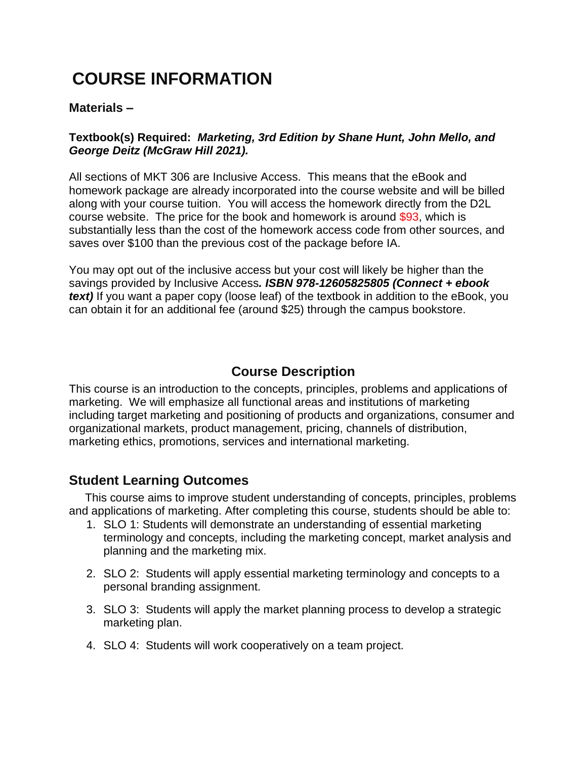# COURSE INFORMATION

### Materials –

**Textbook(s) Required:** ***Marketing, 3rd Edition by Shane Hunt, John Mello, and George Deitz (McGraw Hill 2021).***

All sections of MKT 306 are Inclusive Access. This means that the eBook and homework package are already incorporated into the course website and will be billed along with your course tuition. You will access the homework directly from the D2L course website. The price for the book and homework is around $93, which is substantially less than the cost of the homework access code from other sources, and saves over $100 than the previous cost of the package before IA.

You may opt out of the inclusive access but your cost will likely be higher than the savings provided by Inclusive Access***. ISBN 978-12605825805 (Connect + ebook text)*** If you want a paper copy (loose leaf) of the textbook in addition to the eBook, you can obtain it for an additional fee (around $25) through the campus bookstore.

## Course Description

This course is an introduction to the concepts, principles, problems and applications of marketing. We will emphasize all functional areas and institutions of marketing including target marketing and positioning of products and organizations, consumer and organizational markets, product management, pricing, channels of distribution, marketing ethics, promotions, services and international marketing.

## Student Learning Outcomes

This course aims to improve student understanding of concepts, principles, problems and applications of marketing. After completing this course, students should be able to:

1. SLO 1: Students will demonstrate an understanding of essential marketing terminology and concepts, including the marketing concept, market analysis and planning and the marketing mix.
2. SLO 2: Students will apply essential marketing terminology and concepts to a personal branding assignment.
3. SLO 3: Students will apply the market planning process to develop a strategic marketing plan.
4. SLO 4: Students will work cooperatively on a team project.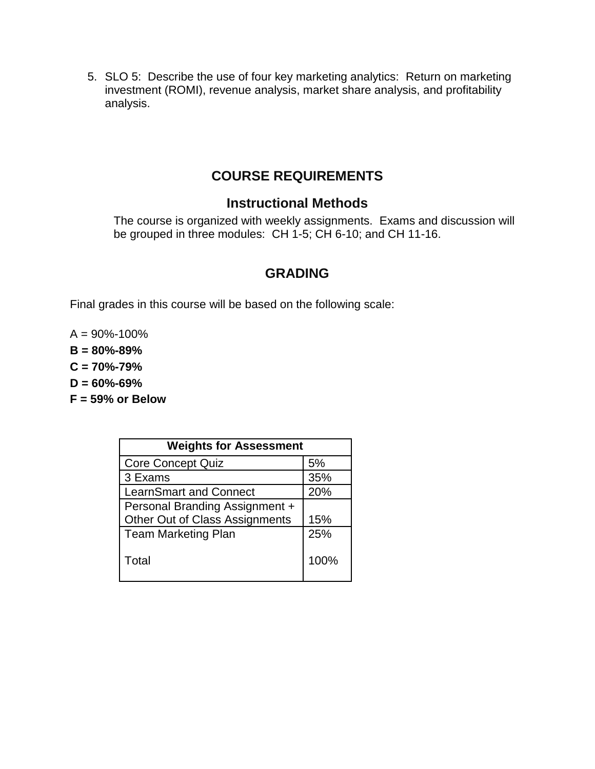5. SLO 5: Describe the use of four key marketing analytics: Return on marketing investment (ROMI), revenue analysis, market share analysis, and profitability analysis.

## COURSE REQUIREMENTS

### Instructional Methods

The course is organized with weekly assignments. Exams and discussion will be grouped in three modules: CH 1-5; CH 6-10; and CH 11-16.

## GRADING

Final grades in this course will be based on the following scale:

A = 90%-100%
**B = 80%-89%**
**C = 70%-79%**
**D = 60%-69%**
**F = 59% or Below**

| Weights for Assessment | |
|---|---|
| Core Concept Quiz | 5% |
| 3 Exams | 35% |
| LearnSmart and Connect | 20% |
| Personal Branding Assignment + Other Out of Class Assignments | 15% |
| Team Marketing Plan | 25% |
| Total | 100% |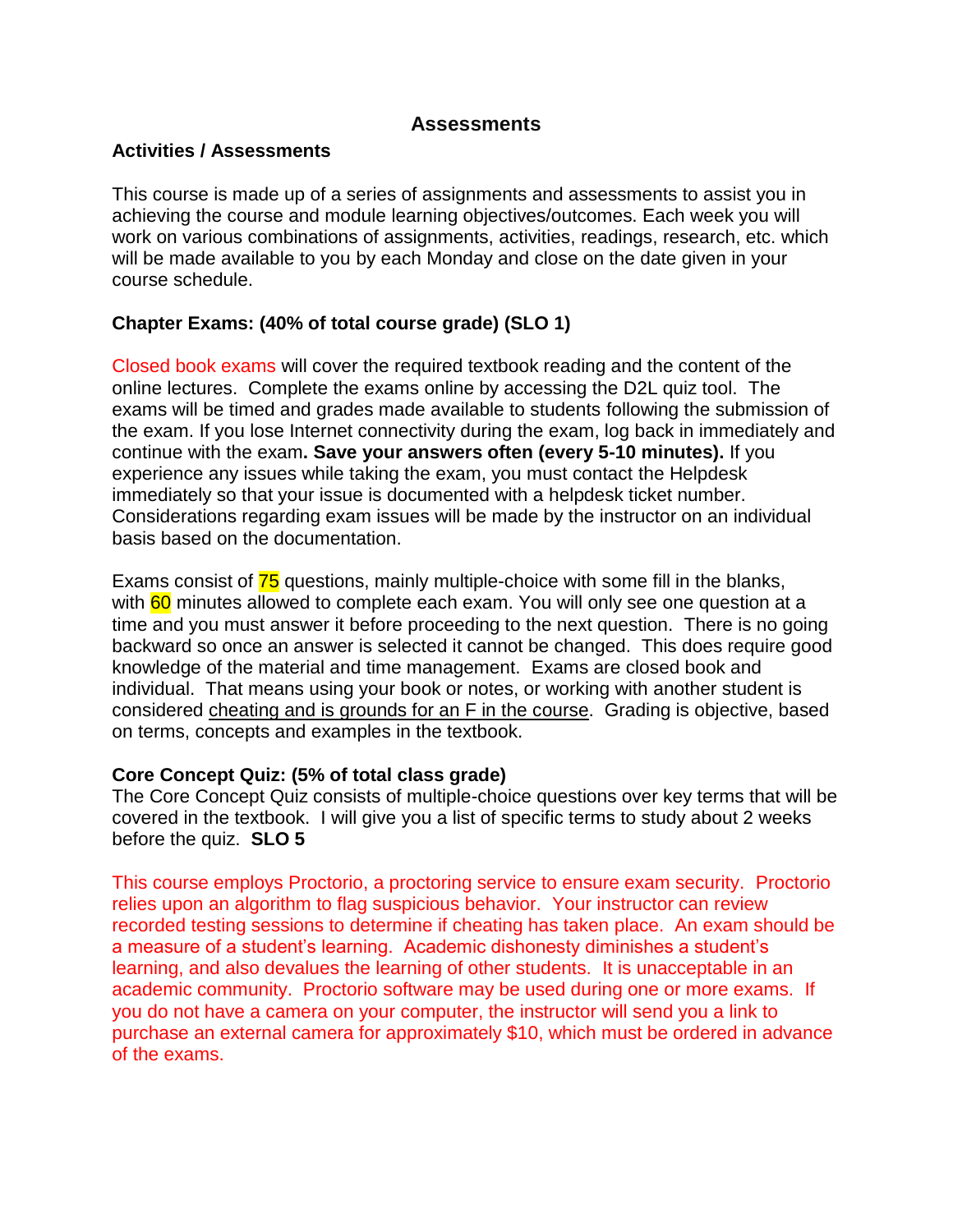# Assessments

**Activities / Assessments**

This course is made up of a series of assignments and assessments to assist you in achieving the course and module learning objectives/outcomes. Each week you will work on various combinations of assignments, activities, readings, research, etc. which will be made available to you by each Monday and close on the date given in your course schedule.

**Chapter Exams: (40% of total course grade) (SLO 1)**

Closed book exams will cover the required textbook reading and the content of the online lectures. Complete the exams online by accessing the D2L quiz tool. The exams will be timed and grades made available to students following the submission of the exam. If you lose Internet connectivity during the exam, log back in immediately and continue with the exam**. Save your answers often (every 5-10 minutes).** If you experience any issues while taking the exam, you must contact the Helpdesk immediately so that your issue is documented with a helpdesk ticket number. Considerations regarding exam issues will be made by the instructor on an individual basis based on the documentation.

Exams consist of 75 questions, mainly multiple-choice with some fill in the blanks, with 60 minutes allowed to complete each exam. You will only see one question at a time and you must answer it before proceeding to the next question. There is no going backward so once an answer is selected it cannot be changed. This does require good knowledge of the material and time management. Exams are closed book and individual. That means using your book or notes, or working with another student is considered cheating and is grounds for an F in the course. Grading is objective, based on terms, concepts and examples in the textbook.

**Core Concept Quiz: (5% of total class grade)**
The Core Concept Quiz consists of multiple-choice questions over key terms that will be covered in the textbook. I will give you a list of specific terms to study about 2 weeks before the quiz. **SLO 5**

This course employs Proctorio, a proctoring service to ensure exam security. Proctorio relies upon an algorithm to flag suspicious behavior. Your instructor can review recorded testing sessions to determine if cheating has taken place. An exam should be a measure of a student's learning. Academic dishonesty diminishes a student's learning, and also devalues the learning of other students. It is unacceptable in an academic community. Proctorio software may be used during one or more exams. If you do not have a camera on your computer, the instructor will send you a link to purchase an external camera for approximately $10, which must be ordered in advance of the exams.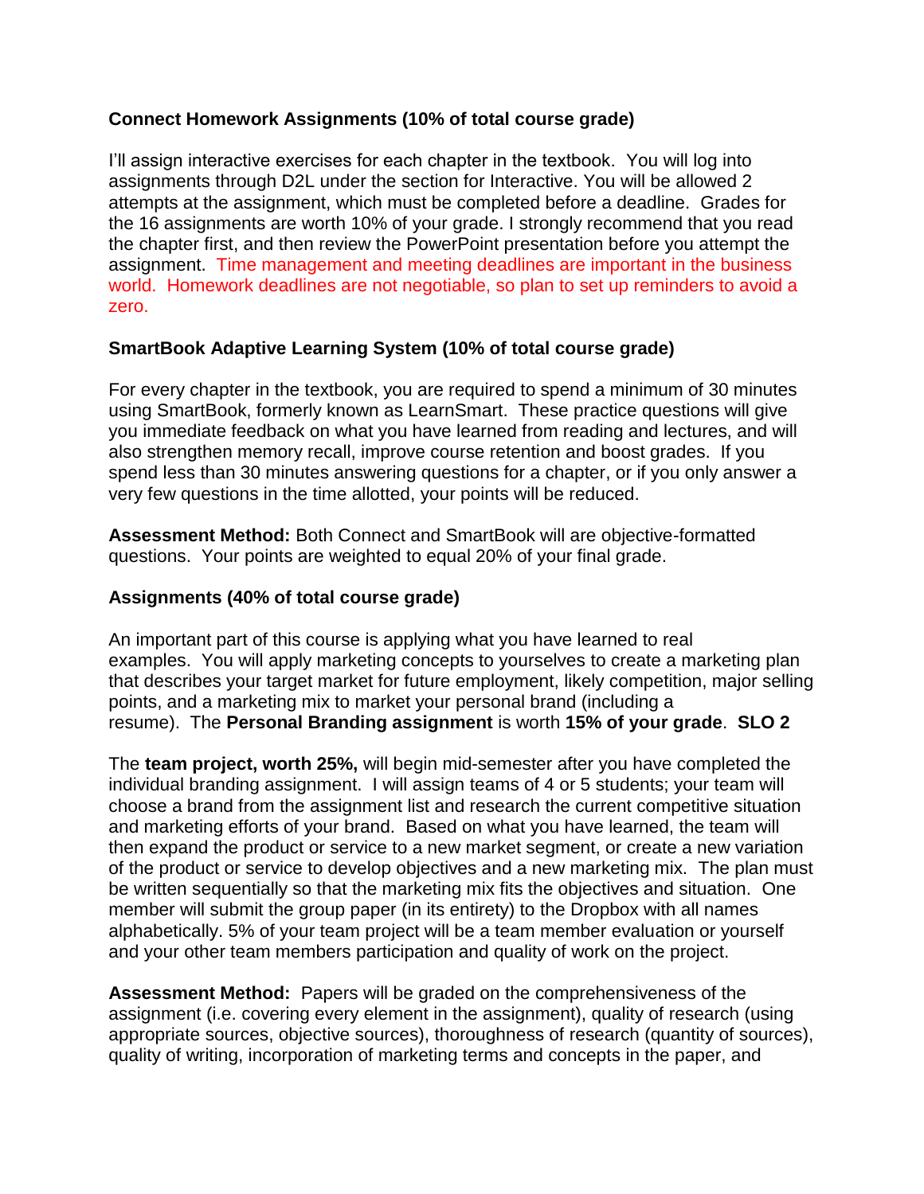**Connect Homework Assignments (10% of total course grade)**

I'll assign interactive exercises for each chapter in the textbook. You will log into assignments through D2L under the section for Interactive. You will be allowed 2 attempts at the assignment, which must be completed before a deadline. Grades for the 16 assignments are worth 10% of your grade. I strongly recommend that you read the chapter first, and then review the PowerPoint presentation before you attempt the assignment. Time management and meeting deadlines are important in the business world. Homework deadlines are not negotiable, so plan to set up reminders to avoid a zero.

**SmartBook Adaptive Learning System (10% of total course grade)**

For every chapter in the textbook, you are required to spend a minimum of 30 minutes using SmartBook, formerly known as LearnSmart. These practice questions will give you immediate feedback on what you have learned from reading and lectures, and will also strengthen memory recall, improve course retention and boost grades. If you spend less than 30 minutes answering questions for a chapter, or if you only answer a very few questions in the time allotted, your points will be reduced.

**Assessment Method:** Both Connect and SmartBook will are objective-formatted questions. Your points are weighted to equal 20% of your final grade.

**Assignments (40% of total course grade)**

An important part of this course is applying what you have learned to real examples. You will apply marketing concepts to yourselves to create a marketing plan that describes your target market for future employment, likely competition, major selling points, and a marketing mix to market your personal brand (including a resume). The **Personal Branding assignment** is worth **15% of your grade**. **SLO 2**

The **team project, worth 25%,** will begin mid-semester after you have completed the individual branding assignment. I will assign teams of 4 or 5 students; your team will choose a brand from the assignment list and research the current competitive situation and marketing efforts of your brand. Based on what you have learned, the team will then expand the product or service to a new market segment, or create a new variation of the product or service to develop objectives and a new marketing mix. The plan must be written sequentially so that the marketing mix fits the objectives and situation. One member will submit the group paper (in its entirety) to the Dropbox with all names alphabetically. 5% of your team project will be a team member evaluation or yourself and your other team members participation and quality of work on the project.

**Assessment Method:** Papers will be graded on the comprehensiveness of the assignment (i.e. covering every element in the assignment), quality of research (using appropriate sources, objective sources), thoroughness of research (quantity of sources), quality of writing, incorporation of marketing terms and concepts in the paper, and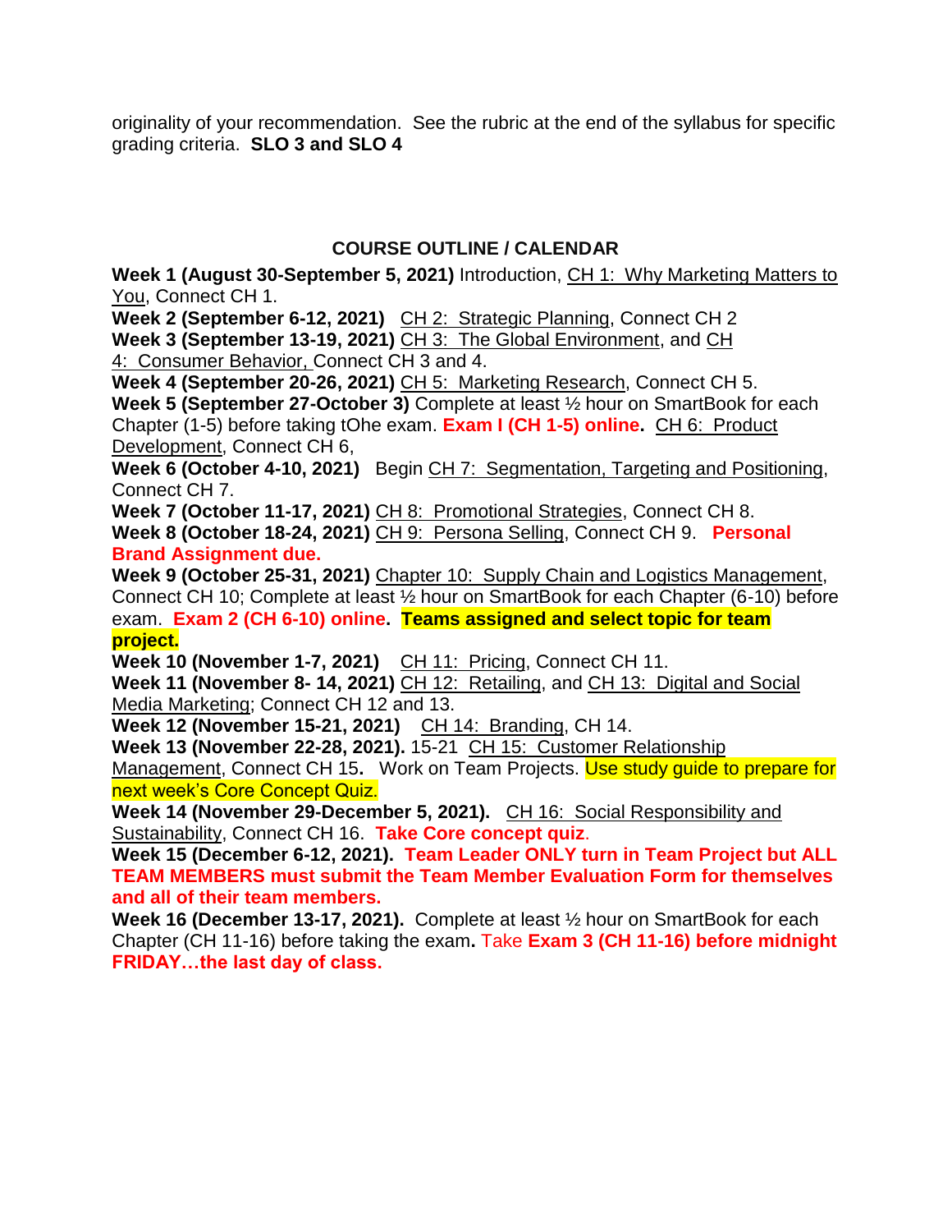originality of your recommendation. See the rubric at the end of the syllabus for specific grading criteria. **SLO 3 and SLO 4**

## COURSE OUTLINE / CALENDAR

**Week 1 (August 30-September 5, 2021)** Introduction, CH 1: Why Marketing Matters to You, Connect CH 1.
**Week 2 (September 6-12, 2021)** CH 2: Strategic Planning, Connect CH 2
**Week 3 (September 13-19, 2021)** CH 3: The Global Environment, and CH 4: Consumer Behavior, Connect CH 3 and 4.
**Week 4 (September 20-26, 2021)** CH 5: Marketing Research, Connect CH 5.
**Week 5 (September 27-October 3)** Complete at least ½ hour on SmartBook for each Chapter (1-5) before taking tOhe exam. **Exam I (CH 1-5) online.** CH 6: Product Development, Connect CH 6,
**Week 6 (October 4-10, 2021)** Begin CH 7: Segmentation, Targeting and Positioning, Connect CH 7.
**Week 7 (October 11-17, 2021)** CH 8: Promotional Strategies, Connect CH 8.
**Week 8 (October 18-24, 2021)** CH 9: Persona Selling, Connect CH 9. **Personal Brand Assignment due.**
**Week 9 (October 25-31, 2021)** Chapter 10: Supply Chain and Logistics Management, Connect CH 10; Complete at least ½ hour on SmartBook for each Chapter (6-10) before exam. **Exam 2 (CH 6-10) online. Teams assigned and select topic for team project.**
**Week 10 (November 1-7, 2021)** CH 11: Pricing, Connect CH 11.
**Week 11 (November 8- 14, 2021)** CH 12: Retailing, and CH 13: Digital and Social Media Marketing; Connect CH 12 and 13.
**Week 12 (November 15-21, 2021)** CH 14: Branding, CH 14.
**Week 13 (November 22-28, 2021).** 15-21 CH 15: Customer Relationship Management, Connect CH 15**.** Work on Team Projects. Use study guide to prepare for next week's Core Concept Quiz.
**Week 14 (November 29-December 5, 2021).** CH 16: Social Responsibility and Sustainability, Connect CH 16. **Take Core concept quiz**.
**Week 15 (December 6-12, 2021). Team Leader ONLY turn in Team Project but ALL TEAM MEMBERS must submit the Team Member Evaluation Form for themselves and all of their team members.**
**Week 16 (December 13-17, 2021).** Complete at least ½ hour on SmartBook for each Chapter (CH 11-16) before taking the exam**.** Take **Exam 3 (CH 11-16) before midnight FRIDAY…the last day of class.**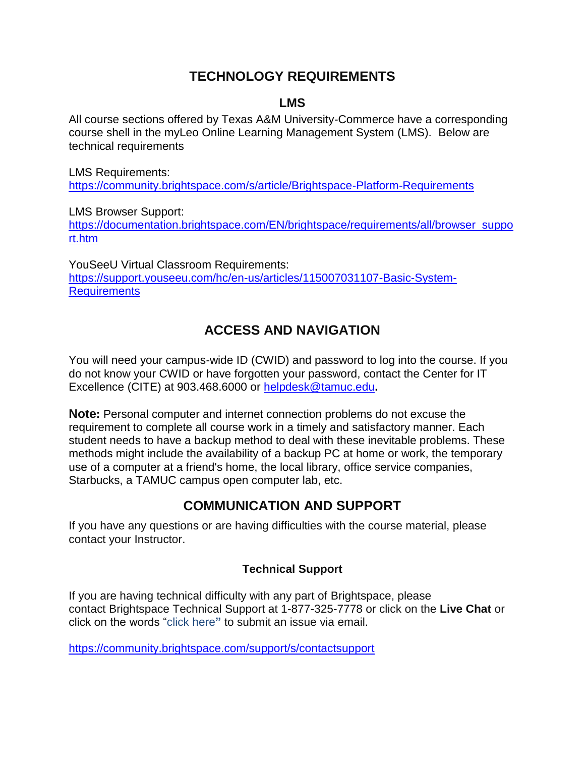## TECHNOLOGY REQUIREMENTS

### LMS

All course sections offered by Texas A&M University-Commerce have a corresponding course shell in the myLeo Online Learning Management System (LMS). Below are technical requirements

LMS Requirements:
https://community.brightspace.com/s/article/Brightspace-Platform-Requirements

LMS Browser Support:
https://documentation.brightspace.com/EN/brightspace/requirements/all/browser_support.htm

YouSeeU Virtual Classroom Requirements:
https://support.youseeu.com/hc/en-us/articles/115007031107-Basic-System-Requirements

## ACCESS AND NAVIGATION

You will need your campus-wide ID (CWID) and password to log into the course. If you do not know your CWID or have forgotten your password, contact the Center for IT Excellence (CITE) at 903.468.6000 or helpdesk@tamuc.edu**.**

**Note:** Personal computer and internet connection problems do not excuse the requirement to complete all course work in a timely and satisfactory manner. Each student needs to have a backup method to deal with these inevitable problems. These methods might include the availability of a backup PC at home or work, the temporary use of a computer at a friend's home, the local library, office service companies, Starbucks, a TAMUC campus open computer lab, etc.

## COMMUNICATION AND SUPPORT

If you have any questions or are having difficulties with the course material, please contact your Instructor.

### Technical Support

If you are having technical difficulty with any part of Brightspace, please contact Brightspace Technical Support at 1-877-325-7778 or click on the **Live Chat** or click on the words "click here**"** to submit an issue via email.

https://community.brightspace.com/support/s/contactsupport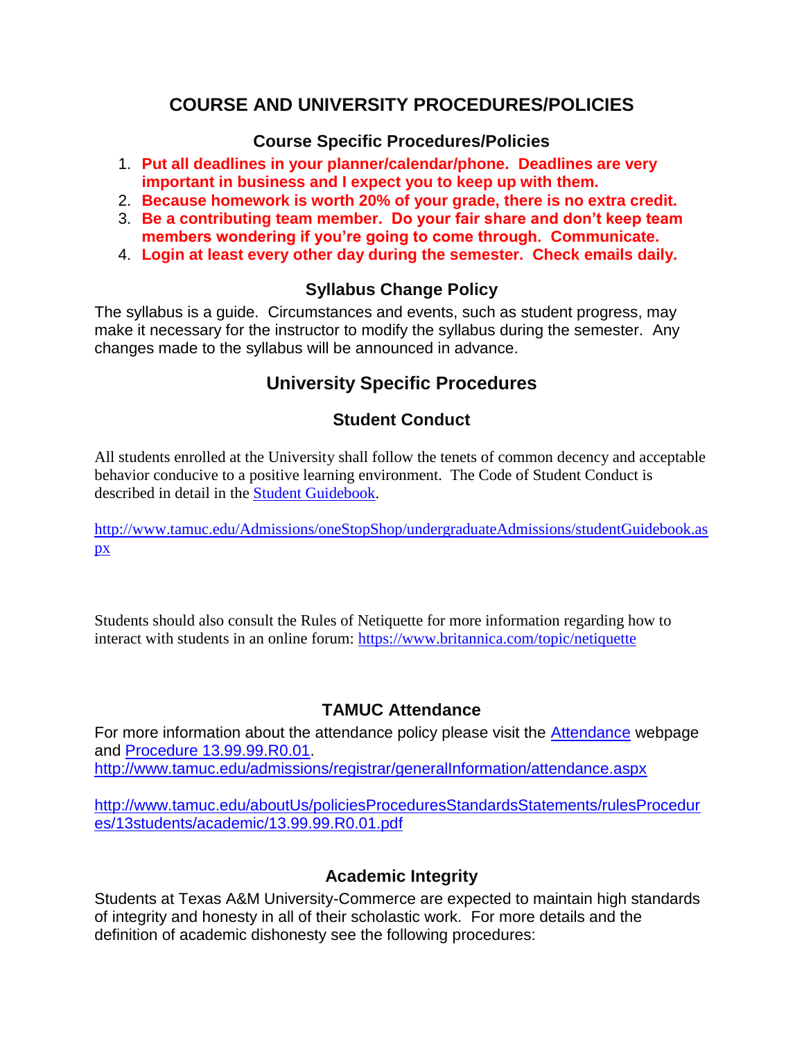# COURSE AND UNIVERSITY PROCEDURES/POLICIES

## Course Specific Procedures/Policies

1. **Put all deadlines in your planner/calendar/phone. Deadlines are very important in business and I expect you to keep up with them.**
2. **Because homework is worth 20% of your grade, there is no extra credit.**
3. **Be a contributing team member. Do your fair share and don't keep team members wondering if you're going to come through. Communicate.**
4. **Login at least every other day during the semester. Check emails daily.**

## Syllabus Change Policy

The syllabus is a guide. Circumstances and events, such as student progress, may make it necessary for the instructor to modify the syllabus during the semester. Any changes made to the syllabus will be announced in advance.

## University Specific Procedures

### Student Conduct

All students enrolled at the University shall follow the tenets of common decency and acceptable behavior conducive to a positive learning environment. The Code of Student Conduct is described in detail in the [Student Guidebook](http://www.tamuc.edu/Admissions/oneStopShop/undergraduateAdmissions/studentGuidebook.aspx).

http://www.tamuc.edu/Admissions/oneStopShop/undergraduateAdmissions/studentGuidebook.aspx

Students should also consult the Rules of Netiquette for more information regarding how to interact with students in an online forum: https://www.britannica.com/topic/netiquette

### TAMUC Attendance

For more information about the attendance policy please visit the [Attendance](http://www.tamuc.edu/admissions/registrar/generalInformation/attendance.aspx) webpage and [Procedure 13.99.99.R0.01](http://www.tamuc.edu/aboutUs/policiesProceduresStandardsStatements/rulesProcedures/13students/academic/13.99.99.R0.01.pdf).
http://www.tamuc.edu/admissions/registrar/generalInformation/attendance.aspx

http://www.tamuc.edu/aboutUs/policiesProceduresStandardsStatements/rulesProcedures/13students/academic/13.99.99.R0.01.pdf

### Academic Integrity

Students at Texas A&M University-Commerce are expected to maintain high standards of integrity and honesty in all of their scholastic work. For more details and the definition of academic dishonesty see the following procedures: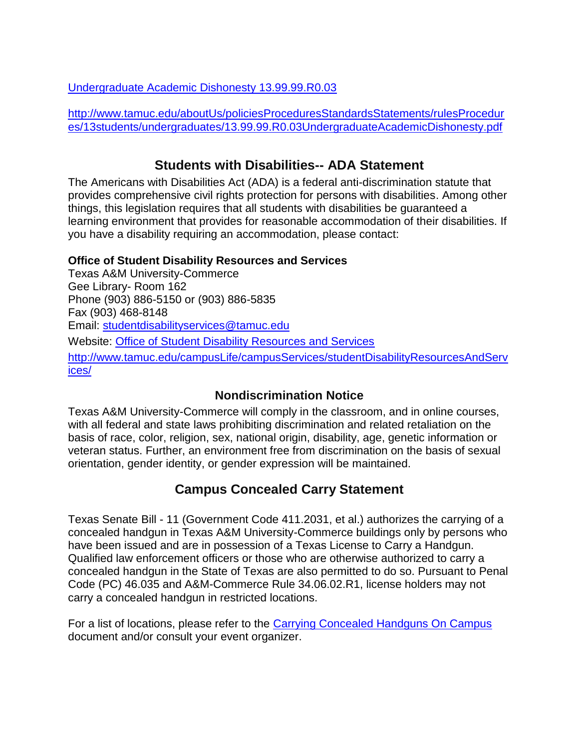[Undergraduate Academic Dishonesty 13.99.99.R0.03](http://www.tamuc.edu/aboutUs/policiesProceduresStandardsStatements/rulesProcedures/13students/undergraduates/13.99.99.R0.03UndergraduateAcademicDishonesty.pdf)

http://www.tamuc.edu/aboutUs/policiesProceduresStandardsStatements/rulesProcedures/13students/undergraduates/13.99.99.R0.03UndergraduateAcademicDishonesty.pdf

## Students with Disabilities-- ADA Statement

The Americans with Disabilities Act (ADA) is a federal anti-discrimination statute that provides comprehensive civil rights protection for persons with disabilities. Among other things, this legislation requires that all students with disabilities be guaranteed a learning environment that provides for reasonable accommodation of their disabilities. If you have a disability requiring an accommodation, please contact:

**Office of Student Disability Resources and Services**
Texas A&M University-Commerce
Gee Library- Room 162
Phone (903) 886-5150 or (903) 886-5835
Fax (903) 468-8148
Email: studentdisabilityservices@tamuc.edu
Website: [Office of Student Disability Resources and Services](http://www.tamuc.edu/campusLife/campusServices/studentDisabilityResourcesAndServices/)
http://www.tamuc.edu/campusLife/campusServices/studentDisabilityResourcesAndServices/

## Nondiscrimination Notice

Texas A&M University-Commerce will comply in the classroom, and in online courses, with all federal and state laws prohibiting discrimination and related retaliation on the basis of race, color, religion, sex, national origin, disability, age, genetic information or veteran status. Further, an environment free from discrimination on the basis of sexual orientation, gender identity, or gender expression will be maintained.

## Campus Concealed Carry Statement

Texas Senate Bill - 11 (Government Code 411.2031, et al.) authorizes the carrying of a concealed handgun in Texas A&M University-Commerce buildings only by persons who have been issued and are in possession of a Texas License to Carry a Handgun. Qualified law enforcement officers or those who are otherwise authorized to carry a concealed handgun in the State of Texas are also permitted to do so. Pursuant to Penal Code (PC) 46.035 and A&M-Commerce Rule 34.06.02.R1, license holders may not carry a concealed handgun in restricted locations.

For a list of locations, please refer to the Carrying Concealed Handguns On Campus document and/or consult your event organizer.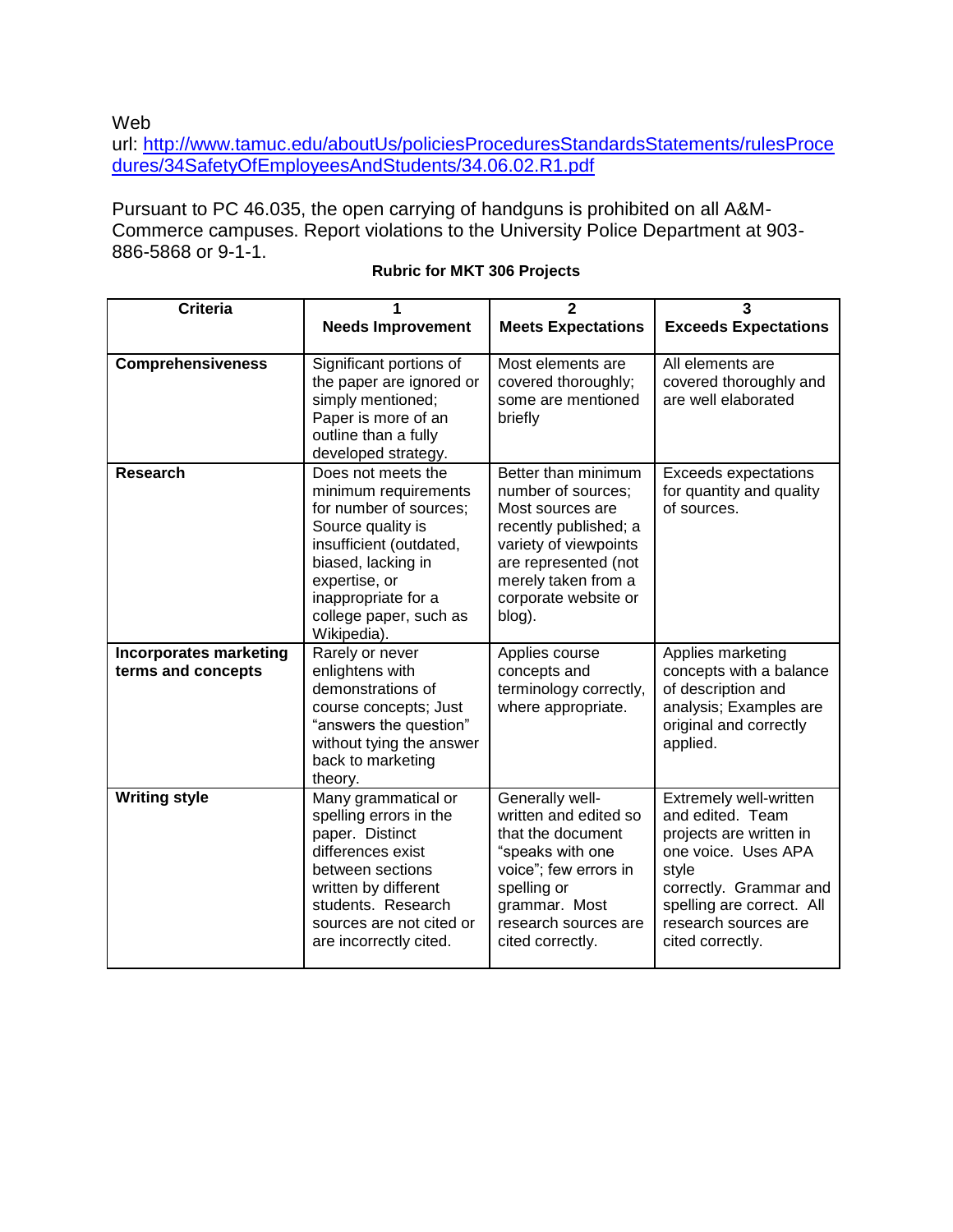Web url: [http://www.tamuc.edu/aboutUs/policiesProceduresStandardsStatements/rulesProcedures/34SafetyOfEmployeesAndStudents/34.06.02.R1.pdf](http://www.tamuc.edu/aboutUs/policiesProceduresStandardsStatements/rulesProcedures/34SafetyOfEmployeesAndStudents/34.06.02.R1.pdf)

Pursuant to PC 46.035, the open carrying of handguns is prohibited on all A&M-Commerce campuses. Report violations to the University Police Department at 903-886-5868 or 9-1-1.

**Rubric for MKT 306 Projects**

| Criteria | 1<br>Needs Improvement | 2<br>Meets Expectations | 3<br>Exceeds Expectations |
|---|---|---|---|
| **Comprehensiveness** | Significant portions of the paper are ignored or simply mentioned; Paper is more of an outline than a fully developed strategy. | Most elements are covered thoroughly; some are mentioned briefly | All elements are covered thoroughly and are well elaborated |
| **Research** | Does not meets the minimum requirements for number of sources; Source quality is insufficient (outdated, biased, lacking in expertise, or inappropriate for a college paper, such as Wikipedia). | Better than minimum number of sources; Most sources are recently published; a variety of viewpoints are represented (not merely taken from a corporate website or blog). | Exceeds expectations for quantity and quality of sources. |
| **Incorporates marketing terms and concepts** | Rarely or never enlightens with demonstrations of course concepts; Just "answers the question" without tying the answer back to marketing theory. | Applies course concepts and terminology correctly, where appropriate. | Applies marketing concepts with a balance of description and analysis; Examples are original and correctly applied. |
| **Writing style** | Many grammatical or spelling errors in the paper. Distinct differences exist between sections written by different students. Research sources are not cited or are incorrectly cited. | Generally well-written and edited so that the document "speaks with one voice"; few errors in spelling or grammar. Most research sources are cited correctly. | Extremely well-written and edited. Team projects are written in one voice. Uses APA style correctly. Grammar and spelling are correct. All research sources are cited correctly. |